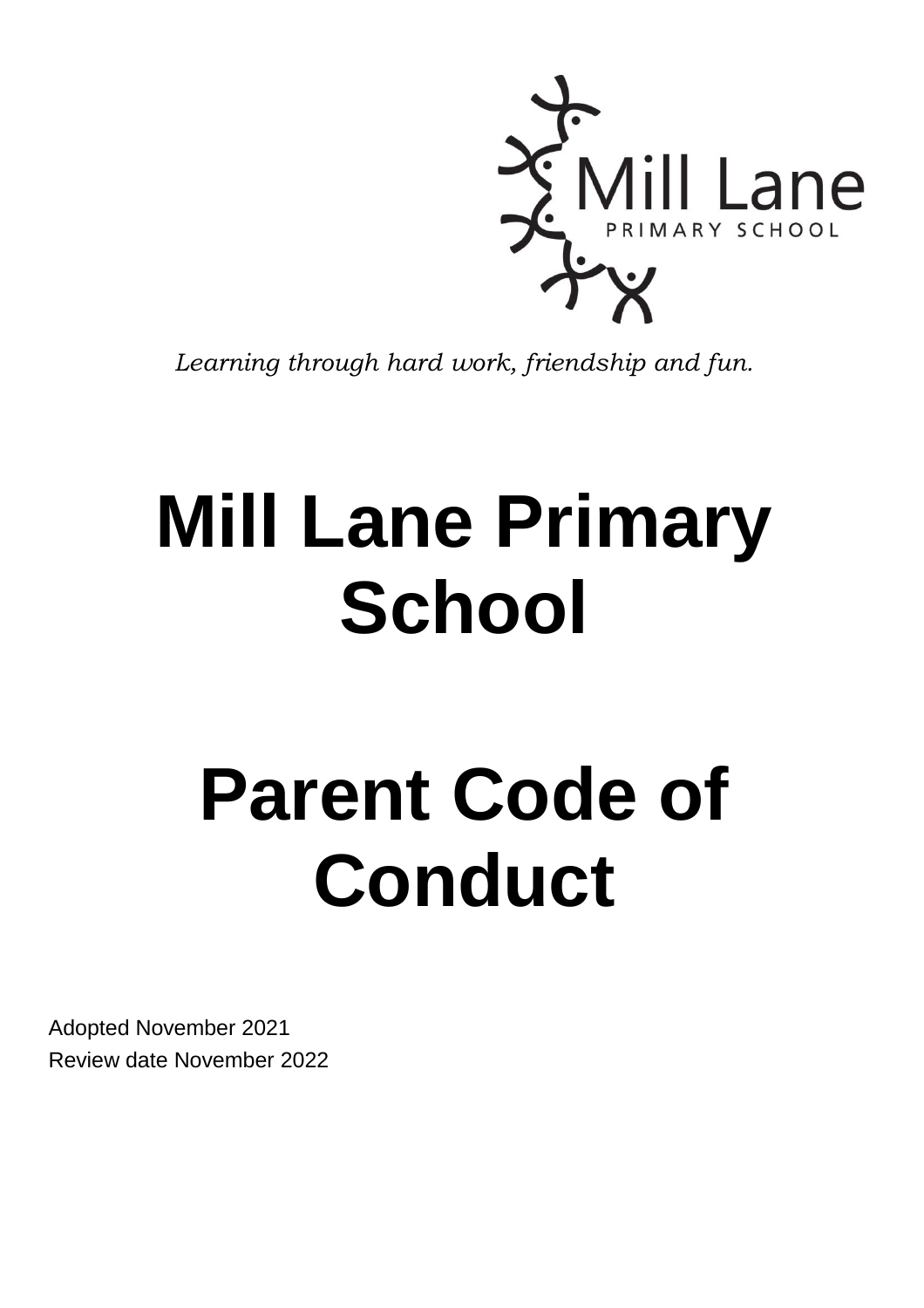Mill Lane
PRIMARY SCHOOL

*Learning through hard work, friendship and fun.*

# Mill Lane Primary School

# Parent Code of Conduct

Adopted November 2021
Review date November 2022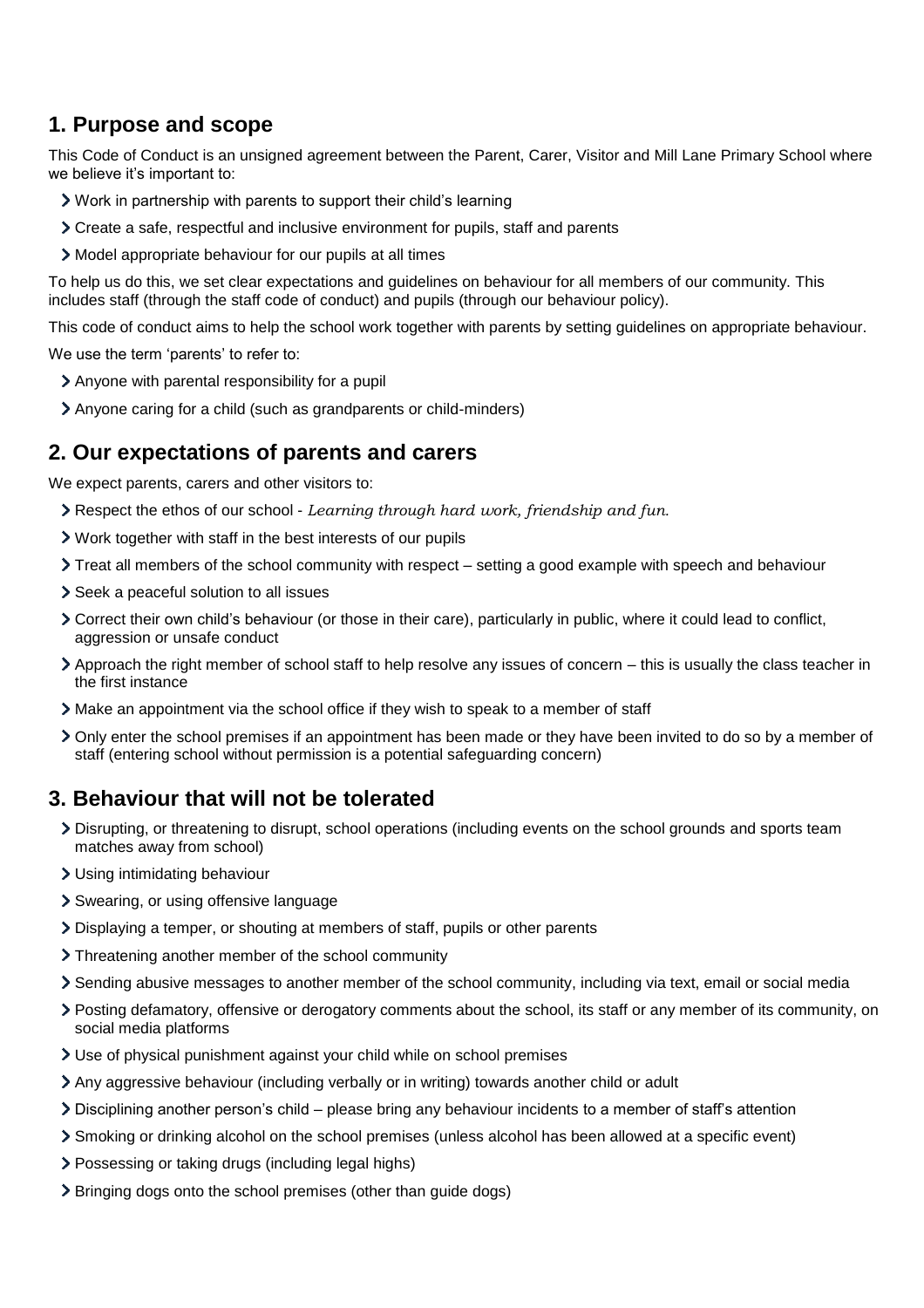## 1. Purpose and scope

This Code of Conduct is an unsigned agreement between the Parent, Carer, Visitor and Mill Lane Primary School where we believe it's important to:

- Work in partnership with parents to support their child's learning
- Create a safe, respectful and inclusive environment for pupils, staff and parents
- Model appropriate behaviour for our pupils at all times

To help us do this, we set clear expectations and guidelines on behaviour for all members of our community. This includes staff (through the staff code of conduct) and pupils (through our behaviour policy).

This code of conduct aims to help the school work together with parents by setting guidelines on appropriate behaviour.

We use the term 'parents' to refer to:

- Anyone with parental responsibility for a pupil
- Anyone caring for a child (such as grandparents or child-minders)

## 2. Our expectations of parents and carers

We expect parents, carers and other visitors to:

- Respect the ethos of our school - *Learning through hard work, friendship and fun.*
- Work together with staff in the best interests of our pupils
- Treat all members of the school community with respect – setting a good example with speech and behaviour
- Seek a peaceful solution to all issues
- Correct their own child's behaviour (or those in their care), particularly in public, where it could lead to conflict, aggression or unsafe conduct
- Approach the right member of school staff to help resolve any issues of concern – this is usually the class teacher in the first instance
- Make an appointment via the school office if they wish to speak to a member of staff
- Only enter the school premises if an appointment has been made or they have been invited to do so by a member of staff (entering school without permission is a potential safeguarding concern)

## 3. Behaviour that will not be tolerated

- Disrupting, or threatening to disrupt, school operations (including events on the school grounds and sports team matches away from school)
- Using intimidating behaviour
- Swearing, or using offensive language
- Displaying a temper, or shouting at members of staff, pupils or other parents
- Threatening another member of the school community
- Sending abusive messages to another member of the school community, including via text, email or social media
- Posting defamatory, offensive or derogatory comments about the school, its staff or any member of its community, on social media platforms
- Use of physical punishment against your child while on school premises
- Any aggressive behaviour (including verbally or in writing) towards another child or adult
- Disciplining another person's child – please bring any behaviour incidents to a member of staff's attention
- Smoking or drinking alcohol on the school premises (unless alcohol has been allowed at a specific event)
- Possessing or taking drugs (including legal highs)
- Bringing dogs onto the school premises (other than guide dogs)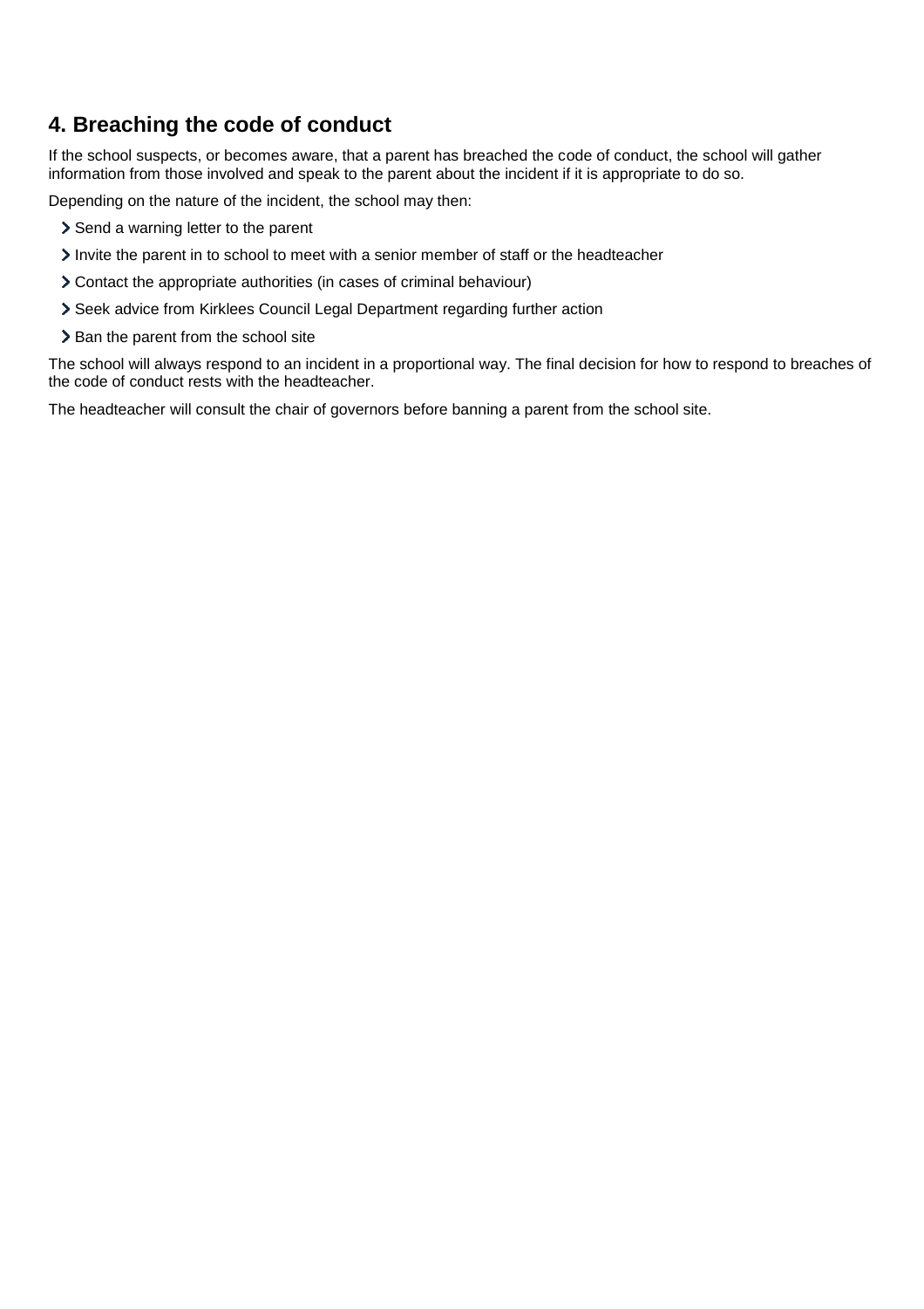## 4. Breaching the code of conduct

If the school suspects, or becomes aware, that a parent has breached the code of conduct, the school will gather information from those involved and speak to the parent about the incident if it is appropriate to do so.

Depending on the nature of the incident, the school may then:

- Send a warning letter to the parent
- Invite the parent in to school to meet with a senior member of staff or the headteacher
- Contact the appropriate authorities (in cases of criminal behaviour)
- Seek advice from Kirklees Council Legal Department regarding further action
- Ban the parent from the school site

The school will always respond to an incident in a proportional way. The final decision for how to respond to breaches of the code of conduct rests with the headteacher.

The headteacher will consult the chair of governors before banning a parent from the school site.